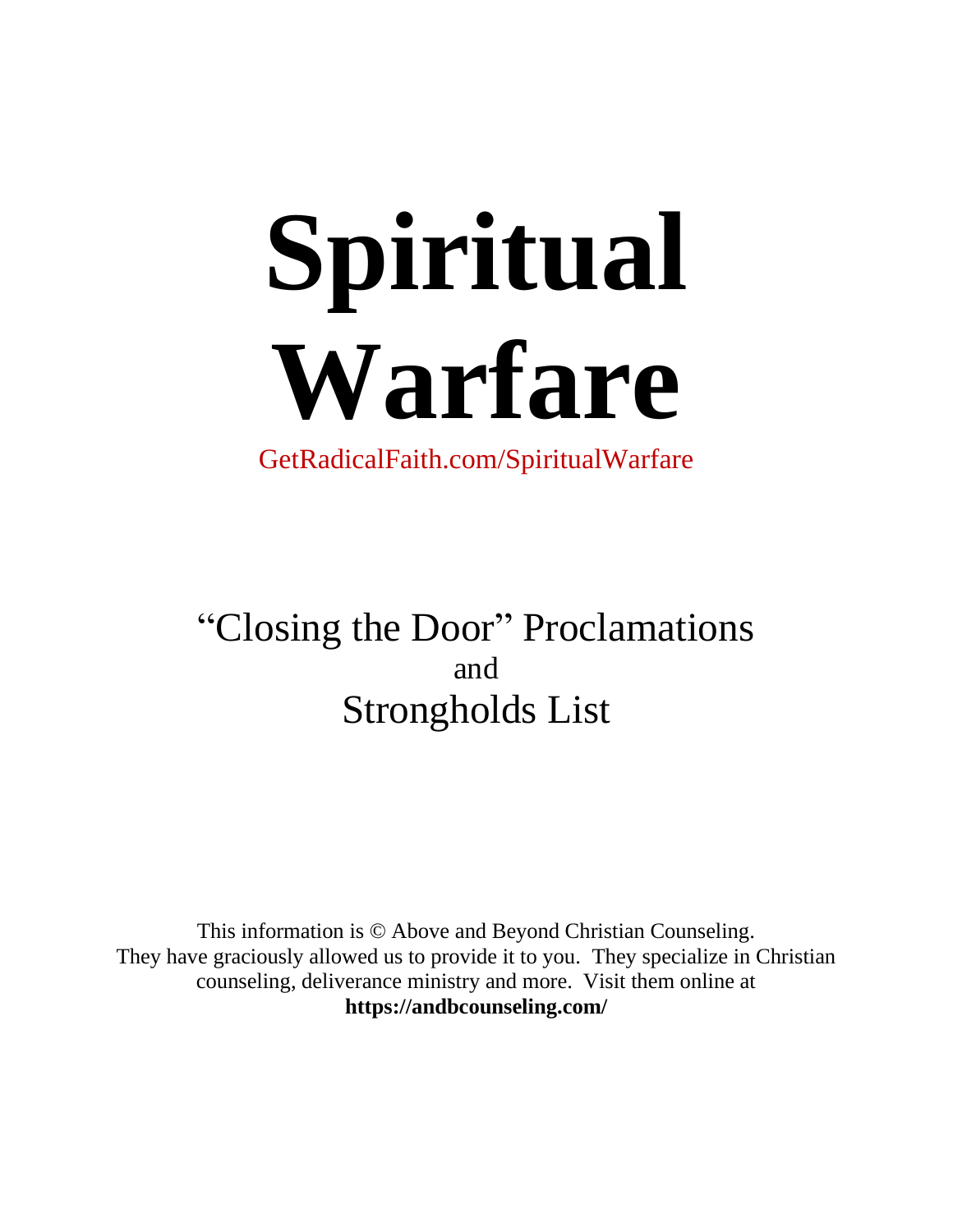# Spiritual Warfare

GetRadicalFaith.com/SpiritualWarfare

## "Closing the Door" Proclamations
and
## Strongholds List

This information is © Above and Beyond Christian Counseling. They have graciously allowed us to provide it to you. They specialize in Christian counseling, deliverance ministry and more. Visit them online at **https://andbcounseling.com/**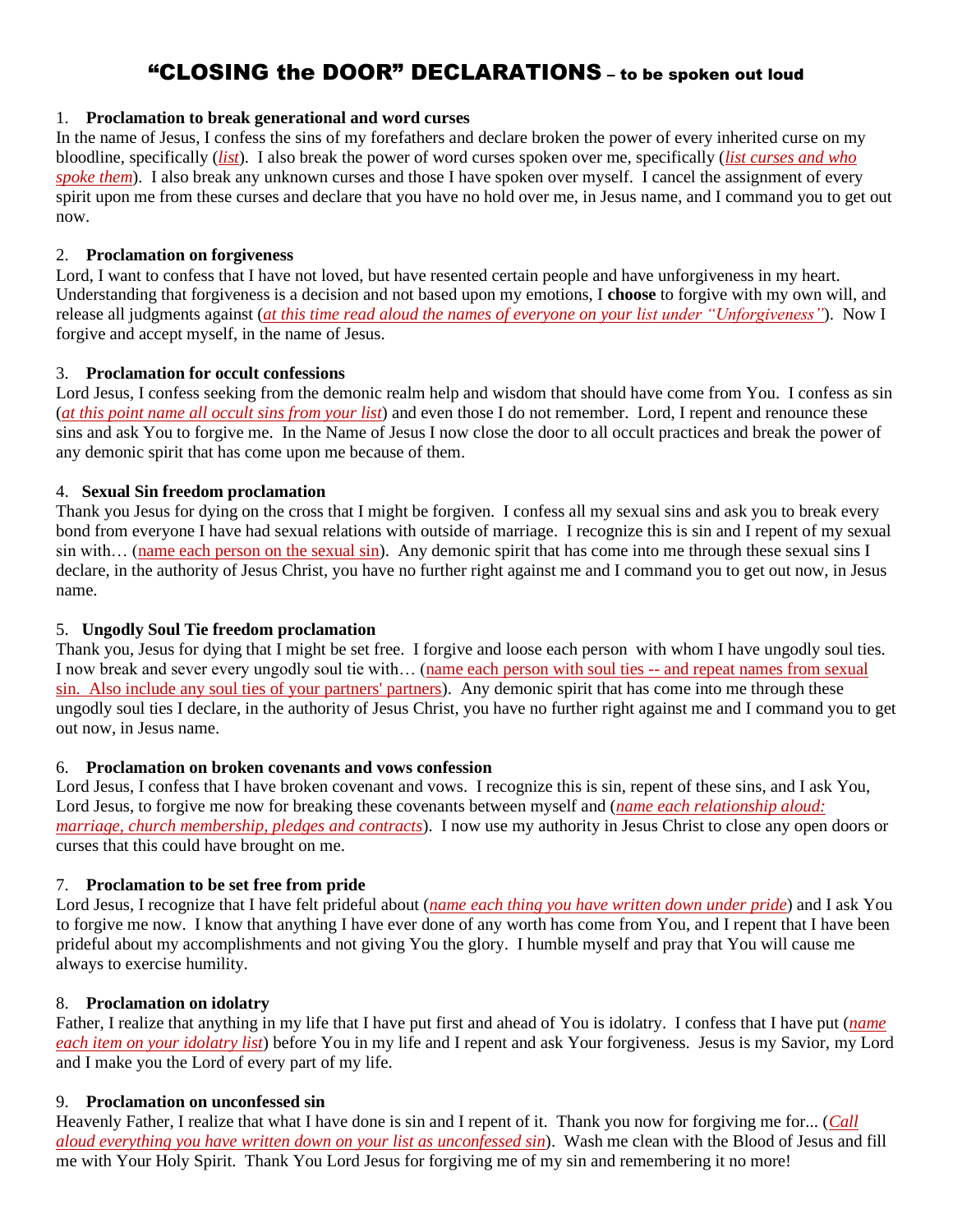# "CLOSING the DOOR" DECLARATIONS – to be spoken out loud

1. **Proclamation to break generational and word curses**

In the name of Jesus, I confess the sins of my forefathers and declare broken the power of every inherited curse on my bloodline, specifically (*list*). I also break the power of word curses spoken over me, specifically (*list curses and who spoke them*). I also break any unknown curses and those I have spoken over myself. I cancel the assignment of every spirit upon me from these curses and declare that you have no hold over me, in Jesus name, and I command you to get out now.

2. **Proclamation on forgiveness**

Lord, I want to confess that I have not loved, but have resented certain people and have unforgiveness in my heart. Understanding that forgiveness is a decision and not based upon my emotions, I **choose** to forgive with my own will, and release all judgments against (*at this time read aloud the names of everyone on your list under "Unforgiveness"*). Now I forgive and accept myself, in the name of Jesus.

3. **Proclamation for occult confessions**

Lord Jesus, I confess seeking from the demonic realm help and wisdom that should have come from You. I confess as sin (*at this point name all occult sins from your list*) and even those I do not remember. Lord, I repent and renounce these sins and ask You to forgive me. In the Name of Jesus I now close the door to all occult practices and break the power of any demonic spirit that has come upon me because of them.

4. **Sexual Sin freedom proclamation**

Thank you Jesus for dying on the cross that I might be forgiven. I confess all my sexual sins and ask you to break every bond from everyone I have had sexual relations with outside of marriage. I recognize this is sin and I repent of my sexual sin with… (name each person on the sexual sin). Any demonic spirit that has come into me through these sexual sins I declare, in the authority of Jesus Christ, you have no further right against me and I command you to get out now, in Jesus name.

5. **Ungodly Soul Tie freedom proclamation**

Thank you, Jesus for dying that I might be set free. I forgive and loose each person with whom I have ungodly soul ties. I now break and sever every ungodly soul tie with… (name each person with soul ties -- and repeat names from sexual sin. Also include any soul ties of your partners' partners). Any demonic spirit that has come into me through these ungodly soul ties I declare, in the authority of Jesus Christ, you have no further right against me and I command you to get out now, in Jesus name.

6. **Proclamation on broken covenants and vows confession**

Lord Jesus, I confess that I have broken covenant and vows. I recognize this is sin, repent of these sins, and I ask You, Lord Jesus, to forgive me now for breaking these covenants between myself and (*name each relationship aloud: marriage, church membership, pledges and contracts*). I now use my authority in Jesus Christ to close any open doors or curses that this could have brought on me.

7. **Proclamation to be set free from pride**

Lord Jesus, I recognize that I have felt prideful about (*name each thing you have written down under pride*) and I ask You to forgive me now. I know that anything I have ever done of any worth has come from You, and I repent that I have been prideful about my accomplishments and not giving You the glory. I humble myself and pray that You will cause me always to exercise humility.

8. **Proclamation on idolatry**

Father, I realize that anything in my life that I have put first and ahead of You is idolatry. I confess that I have put (*name each item on your idolatry list*) before You in my life and I repent and ask Your forgiveness. Jesus is my Savior, my Lord and I make you the Lord of every part of my life.

9. **Proclamation on unconfessed sin**

Heavenly Father, I realize that what I have done is sin and I repent of it. Thank you now for forgiving me for... (*Call aloud everything you have written down on your list as unconfessed sin*). Wash me clean with the Blood of Jesus and fill me with Your Holy Spirit. Thank You Lord Jesus for forgiving me of my sin and remembering it no more!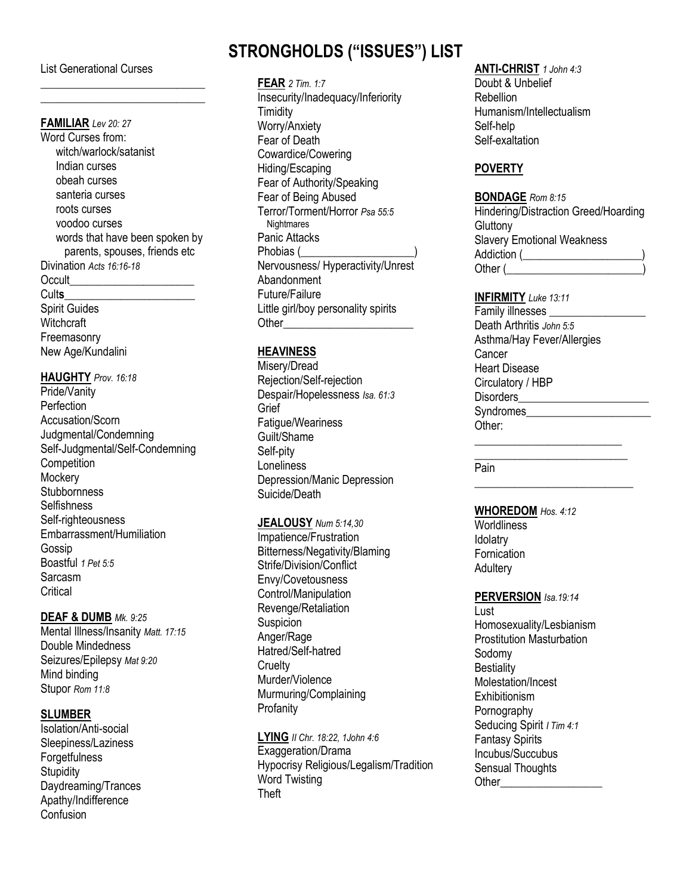# STRONGHOLDS ("ISSUES") LIST

List Generational Curses

\_\_\_\_\_\_\_\_\_\_\_\_\_\_\_\_\_\_\_\_\_\_\_\_\_\_\_\_
\_\_\_\_\_\_\_\_\_\_\_\_\_\_\_\_\_\_\_\_\_\_\_\_\_\_\_\_

**<u>FAMILIAR</u>** *Lev 20: 27*

Word Curses from:
- witch/warlock/satanist
- Indian curses
- obeah curses
- santeria curses
- roots curses
- voodoo curses
- words that have been spoken by parents, spouses, friends etc

Divination *Acts 16:16-18*
Occult\_\_\_\_\_\_\_\_\_\_\_\_\_\_\_\_\_\_\_\_\_\_
Cult**s**\_\_\_\_\_\_\_\_\_\_\_\_\_\_\_\_\_\_\_\_\_\_
Spirit Guides
Witchcraft
Freemasonry
New Age/Kundalini

**<u>HAUGHTY</u>** *Prov. 16:18*

Pride/Vanity
Perfection
Accusation/Scorn
Judgmental/Condemning
Self-Judgmental/Self-Condemning
Competition
Mockery
Stubbornness
Selfishness
Self-righteousness
Embarrassment/Humiliation
Gossip
Boastful *1 Pet 5:5*
Sarcasm
Critical

**<u>DEAF & DUMB</u>** *Mk. 9:25*

Mental Illness/Insanity *Matt. 17:15*
Double Mindedness
Seizures/Epilepsy *Mat 9:20*
Mind binding
Stupor *Rom 11:8*

**<u>SLUMBER</u>**

Isolation/Anti-social
Sleepiness/Laziness
Forgetfulness
Stupidity
Daydreaming/Trances
Apathy/Indifference
Confusion

**<u>FEAR</u>** *2 Tim. 1:7*

Insecurity/Inadequacy/Inferiority
Timidity
Worry/Anxiety
Fear of Death
Cowardice/Cowering
Hiding/Escaping
Fear of Authority/Speaking
Fear of Being Abused
Terror/Torment/Horror *Psa 55:5*
Nightmares
Panic Attacks
Phobias (\_\_\_\_\_\_\_\_\_\_\_\_\_\_\_\_\_\_\_\_)
Nervousness/ Hyperactivity/Unrest
Abandonment
Future/Failure
Little girl/boy personality spirits
Other\_\_\_\_\_\_\_\_\_\_\_\_\_\_\_\_\_\_\_\_\_\_

**<u>HEAVINESS</u>**

Misery/Dread
Rejection/Self-rejection
Despair/Hopelessness *Isa. 61:3*
Grief
Fatigue/Weariness
Guilt/Shame
Self-pity
Loneliness
Depression/Manic Depression
Suicide/Death

**<u>JEALOUSY</u>** *Num 5:14,30*

Impatience/Frustration
Bitterness/Negativity/Blaming
Strife/Division/Conflict
Envy/Covetousness
Control/Manipulation
Revenge/Retaliation
Suspicion
Anger/Rage
Hatred/Self-hatred
Cruelty
Murder/Violence
Murmuring/Complaining
Profanity

**<u>LYING</u>** *II Chr. 18:22, 1John 4:6*

Exaggeration/Drama
Hypocrisy Religious/Legalism/Tradition
Word Twisting
Theft

**<u>ANTI-CHRIST</u>** *1 John 4:3*

Doubt & Unbelief
Rebellion
Humanism/Intellectualism
Self-help
Self-exaltation

**<u>POVERTY</u>**

**<u>BONDAGE</u>** *Rom 8:15*

Hindering/Distraction Greed/Hoarding
Gluttony
Slavery Emotional Weakness
Addiction (\_\_\_\_\_\_\_\_\_\_\_\_\_\_\_\_\_\_\_\_)
Other (\_\_\_\_\_\_\_\_\_\_\_\_\_\_\_\_\_\_\_\_\_\_)

**<u>INFIRMITY</u>** *Luke 13:11*

Family illnesses \_\_\_\_\_\_\_\_\_\_\_\_\_\_\_\_\_
Death Arthritis *John 5:5*
Asthma/Hay Fever/Allergies
Cancer
Heart Disease
Circulatory / HBP
Disorders\_\_\_\_\_\_\_\_\_\_\_\_\_\_\_\_\_\_\_\_\_\_
Syndromes\_\_\_\_\_\_\_\_\_\_\_\_\_\_\_\_\_\_\_\_\_
Other:
\_\_\_\_\_\_\_\_\_\_\_\_\_\_\_\_\_\_\_\_\_\_\_\_\_
\_\_\_\_\_\_\_\_\_\_\_\_\_\_\_\_\_\_\_\_\_\_\_\_\_\_
Pain
\_\_\_\_\_\_\_\_\_\_\_\_\_\_\_\_\_\_\_\_\_\_\_\_\_\_\_

**<u>WHOREDOM</u>** *Hos. 4:12*

Worldliness
Idolatry
Fornication
Adultery

**<u>PERVERSION</u>** *Isa.19:14*

Lust
Homosexuality/Lesbianism
Prostitution Masturbation
Sodomy
Bestiality
Molestation/Incest
Exhibitionism
Pornography
Seducing Spirit *I Tim 4:1*
Fantasy Spirits
Incubus/Succubus
Sensual Thoughts
Other\_\_\_\_\_\_\_\_\_\_\_\_\_\_\_\_\_\_